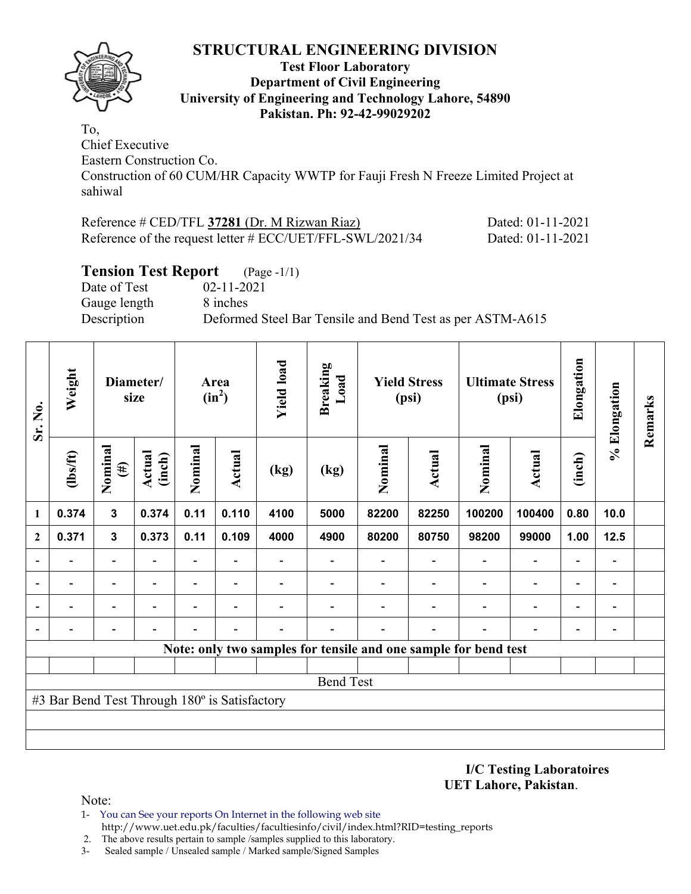# STRUCTURAL ENGINEERING DIVISION

**Test Floor Laboratory**
**Department of Civil Engineering**
**University of Engineering and Technology Lahore, 54890**
**Pakistan. Ph: 92-42-99029202**

To,
Chief Executive
Eastern Construction Co.
Construction of 60 CUM/HR Capacity WWTP for Fauji Fresh N Freeze Limited Project at sahiwal

Reference # CED/TFL **37281** (Dr. M Rizwan Riaz) Dated: 01-11-2021
Reference of the request letter # ECC/UET/FFL-SWL/2021/34 Dated: 01-11-2021

## Tension Test Report (Page -1/1)

Date of Test 02-11-2021
Gauge length 8 inches
Description Deformed Steel Bar Tensile and Bend Test as per ASTM-A615

| Sr. No. | Weight | Diameter/ size | | Area ($in^2$) | | Yield load | Breaking Load | Yield Stress (psi) | | Ultimate Stress (psi) | | Elongation | % Elongation | Remarks |
|---|---|---|---|---|---|---|---|---|---|---|---|---|---|---|
| | (lbs/ft) | Nominal (#) | Actual (inch) | Nominal | Actual | (kg) | (kg) | Nominal | Actual | Nominal | Actual | (inch) | | |
| 1 | 0.374 | 3 | 0.374 | 0.11 | 0.110 | 4100 | 5000 | 82200 | 82250 | 100200 | 100400 | 0.80 | 10.0 | |
| 2 | 0.371 | 3 | 0.373 | 0.11 | 0.109 | 4000 | 4900 | 80200 | 80750 | 98200 | 99000 | 1.00 | 12.5 | |
| - | - | - | - | - | - | - | - | - | - | - | - | - | - | |
| - | - | - | - | - | - | - | - | - | - | - | - | - | - | |
| - | - | - | - | - | - | - | - | - | - | - | - | - | - | |
| - | - | - | - | - | - | - | - | - | - | - | - | - | - | |
| **Note: only two samples for tensile and one sample for bend test** | | | | | | | | | | | | | | |
| | | | | | | | | | | | | | | |
| Bend Test | | | | | | | | | | | | | | |
| #3 Bar Bend Test Through 180º is Satisfactory | | | | | | | | | | | | | | |

**I/C Testing Laboratoires**
**UET Lahore, Pakistan**.

Note:
1- You can See your reports On Internet in the following web site
http://www.uet.edu.pk/faculties/facultiesinfo/civil/index.html?RID=testing_reports
2. The above results pertain to sample /samples supplied to this laboratory.
3- Sealed sample / Unsealed sample / Marked sample/Signed Samples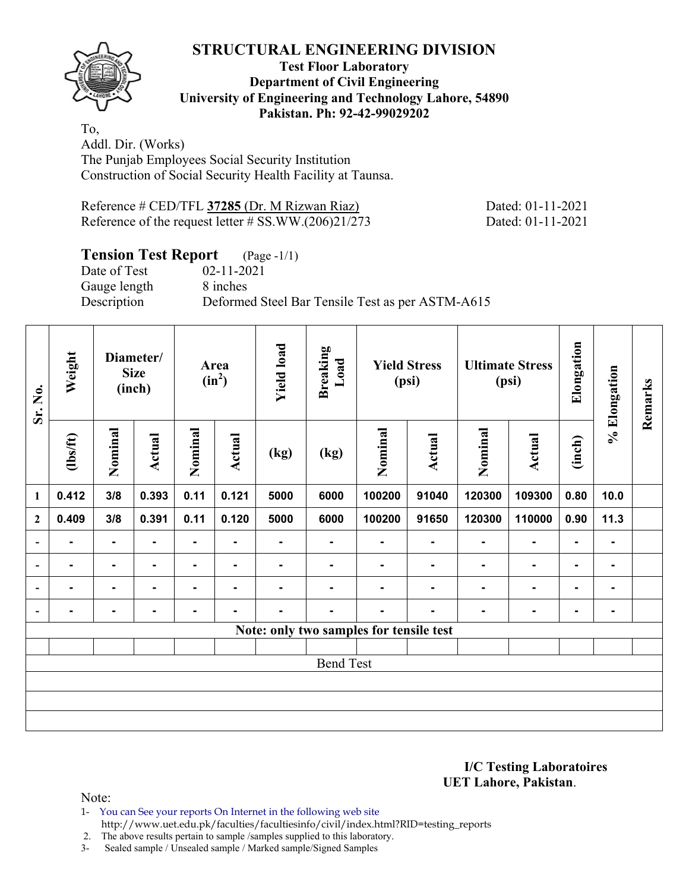# STRUCTURAL ENGINEERING DIVISION

**Test Floor Laboratory**
**Department of Civil Engineering**
**University of Engineering and Technology Lahore, 54890**
**Pakistan. Ph: 92-42-99029202**

To,
Addl. Dir. (Works)
The Punjab Employees Social Security Institution
Construction of Social Security Health Facility at Taunsa.

Reference # CED/TFL **37285** (Dr. M Rizwan Riaz) Dated: 01-11-2021
Reference of the request letter # SS.WW.(206)21/273 Dated: 01-11-2021

## Tension Test Report (Page -1/1)

Date of Test 02-11-2021
Gauge length 8 inches
Description Deformed Steel Bar Tensile Test as per ASTM-A615

| Sr. No. | Weight | Diameter/ Size (inch) | | Area ($in^2$) | | Yield load | Breaking Load | Yield Stress (psi) | | Ultimate Stress (psi) | | Elongation | % Elongation | Remarks |
|---|---|---|---|---|---|---|---|---|---|---|---|---|---|---|
| | (lbs/ft) | Nominal | Actual | Nominal | Actual | (kg) | (kg) | Nominal | Actual | Nominal | Actual | (inch) | | |
| 1 | 0.412 | 3/8 | 0.393 | 0.11 | 0.121 | 5000 | 6000 | 100200 | 91040 | 120300 | 109300 | 0.80 | 10.0 | |
| 2 | 0.409 | 3/8 | 0.391 | 0.11 | 0.120 | 5000 | 6000 | 100200 | 91650 | 120300 | 110000 | 0.90 | 11.3 | |
| - | - | - | - | - | - | - | - | - | - | - | - | - | - | |
| - | - | - | - | - | - | - | - | - | - | - | - | - | - | |
| - | - | - | - | - | - | - | - | - | - | - | - | - | - | |
| - | - | - | - | - | - | - | - | - | - | - | - | - | - | |
| Note: only two samples for tensile test | | | | | | | | | | | | | | |
| | | | | | | | | | | | | | | |
| Bend Test | | | | | | | | | | | | | | |
| | | | | | | | | | | | | | | |
| | | | | | | | | | | | | | | |
| | | | | | | | | | | | | | | |

**I/C Testing Laboratoires**
**UET Lahore, Pakistan**.

Note:
1- You can See your reports On Internet in the following web site
http://www.uet.edu.pk/faculties/facultiesinfo/civil/index.html?RID=testing_reports
2. The above results pertain to sample /samples supplied to this laboratory.
3- Sealed sample / Unsealed sample / Marked sample/Signed Samples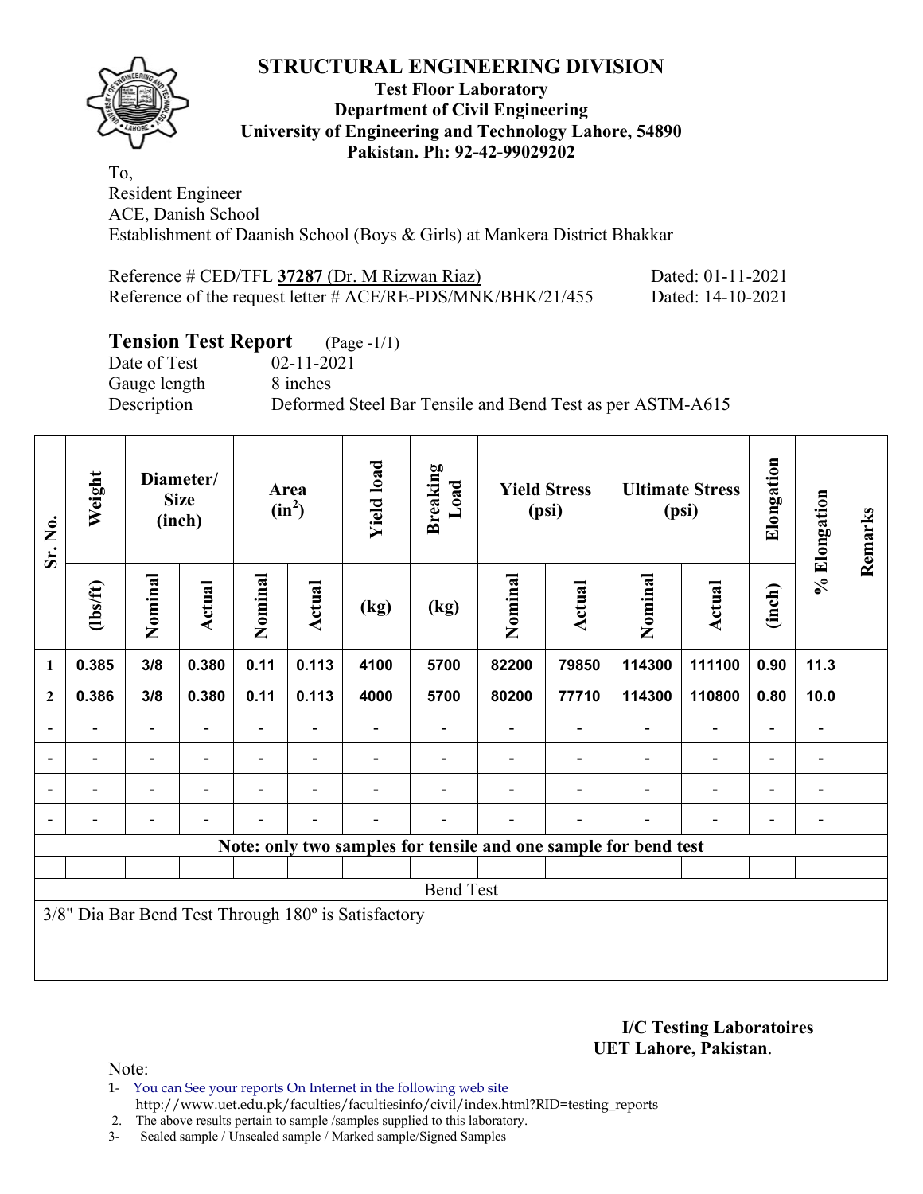# STRUCTURAL ENGINEERING DIVISION

**Test Floor Laboratory**
**Department of Civil Engineering**
**University of Engineering and Technology Lahore, 54890**
**Pakistan. Ph: 92-42-99029202**

To,
Resident Engineer
ACE, Danish School
Establishment of Daanish School (Boys & Girls) at Mankera District Bhakkar

Reference # CED/TFL **37287** (Dr. M Rizwan Riaz) Dated: 01-11-2021
Reference of the request letter # ACE/RE-PDS/MNK/BHK/21/455 Dated: 14-10-2021

## Tension Test Report (Page -1/1)

Date of Test 02-11-2021
Gauge length 8 inches
Description Deformed Steel Bar Tensile and Bend Test as per ASTM-A615

| Sr. No. | Weight | Diameter/ Size (inch) | | Area ($in^2$) | | Yield load | Breaking Load | Yield Stress (psi) | | Ultimate Stress (psi) | | Elongation | % Elongation | Remarks |
|---|---|---|---|---|---|---|---|---|---|---|---|---|---|---|
| | (lbs/ft) | Nominal | Actual | Nominal | Actual | (kg) | (kg) | Nominal | Actual | Nominal | Actual | (inch) | | |
| 1 | 0.385 | 3/8 | 0.380 | 0.11 | 0.113 | 4100 | 5700 | 82200 | 79850 | 114300 | 111100 | 0.90 | 11.3 | |
| 2 | 0.386 | 3/8 | 0.380 | 0.11 | 0.113 | 4000 | 5700 | 80200 | 77710 | 114300 | 110800 | 0.80 | 10.0 | |
| - | - | - | - | - | - | - | - | - | - | - | - | - | - | |
| - | - | - | - | - | - | - | - | - | - | - | - | - | - | |
| - | - | - | - | - | - | - | - | - | - | - | - | - | - | |
| - | - | - | - | - | - | - | - | - | - | - | - | - | - | |
| Note: only two samples for tensile and one sample for bend test | | | | | | | | | | | | | | |
| Bend Test | | | | | | | | | | | | | | |
| 3/8" Dia Bar Bend Test Through 180º is Satisfactory | | | | | | | | | | | | | | |

**I/C Testing Laboratoires**
**UET Lahore, Pakistan**.

Note:
1- You can See your reports On Internet in the following web site
http://www.uet.edu.pk/faculties/facultiesinfo/civil/index.html?RID=testing_reports
2. The above results pertain to sample /samples supplied to this laboratory.
3- Sealed sample / Unsealed sample / Marked sample/Signed Samples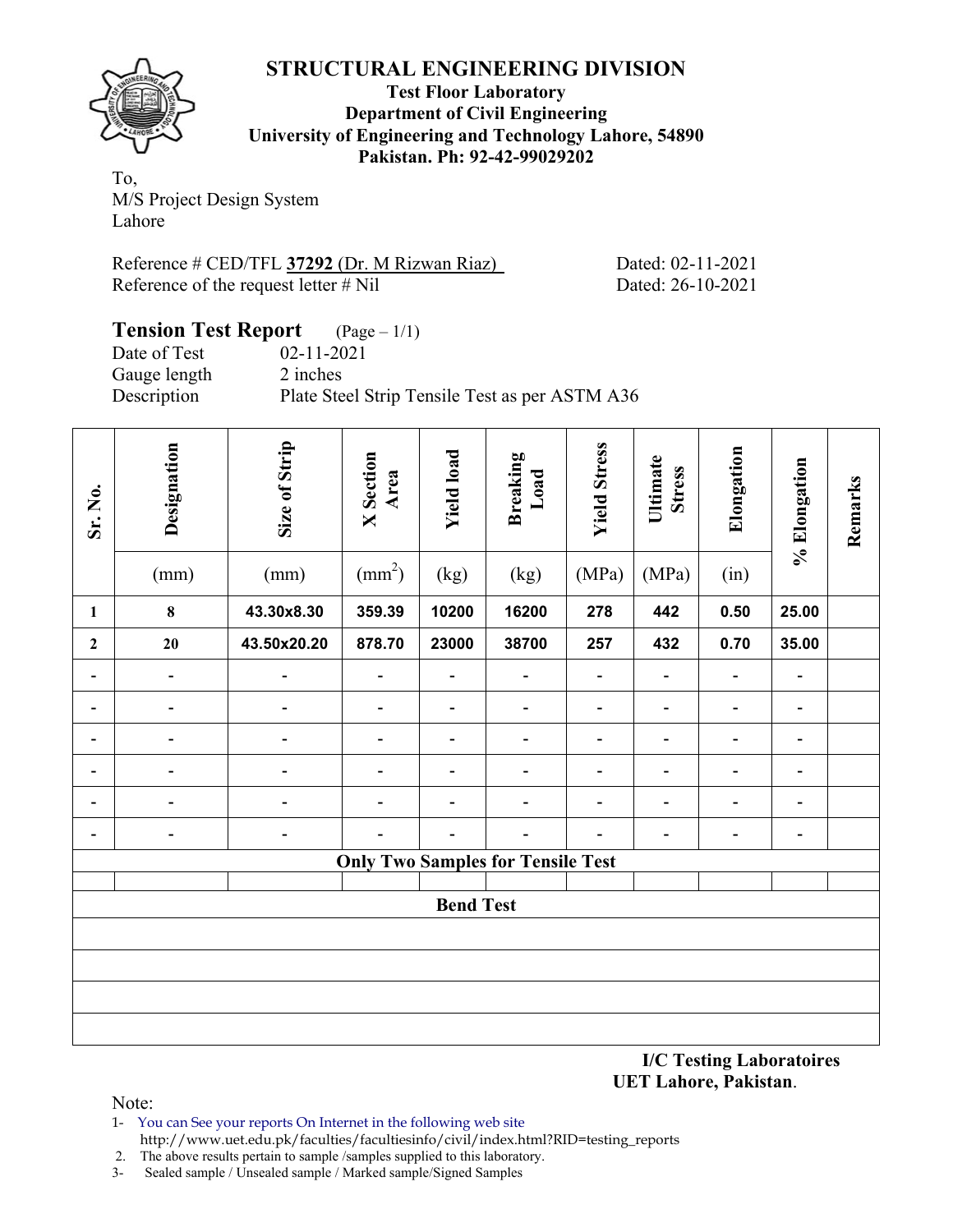## STRUCTURAL ENGINEERING DIVISION

**Test Floor Laboratory**
**Department of Civil Engineering**
**University of Engineering and Technology Lahore, 54890**
**Pakistan. Ph: 92-42-99029202**

To,
M/S Project Design System
Lahore

Reference # CED/TFL **37292** (Dr. M Rizwan Riaz) Dated: 02-11-2021
Reference of the request letter # Nil Dated: 26-10-2021

### Tension Test Report (Page – 1/1)

Date of Test 02-11-2021
Gauge length 2 inches
Description Plate Steel Strip Tensile Test as per ASTM A36

| Sr. No. | Designation (mm) | Size of Strip (mm) | X Section Area ($mm^2$) | Yield load (kg) | Breaking Load (kg) | Yield Stress (MPa) | Ultimate Stress (MPa) | Elongation (in) | % Elongation | Remarks |
|---|---|---|---|---|---|---|---|---|---|---|
| 1 | 8 | 43.30x8.30 | 359.39 | 10200 | 16200 | 278 | 442 | 0.50 | 25.00 | |
| 2 | 20 | 43.50x20.20 | 878.70 | 23000 | 38700 | 257 | 432 | 0.70 | 35.00 | |
| - | - | - | - | - | - | - | - | - | - | |
| - | - | - | - | - | - | - | - | - | - | |
| - | - | - | - | - | - | - | - | - | - | |
| - | - | - | - | - | - | - | - | - | - | |
| - | - | - | - | - | - | - | - | - | - | |
| - | - | - | - | - | - | - | - | - | - | |
| **Only Two Samples for Tensile Test** | | | | | | | | | | |
| | | | | | | | | | | |
| **Bend Test** | | | | | | | | | | |

**I/C Testing Laboratoires**
**UET Lahore, Pakistan.**

Note:
1- You can See your reports On Internet in the following web site http://www.uet.edu.pk/faculties/facultiesinfo/civil/index.html?RID=testing_reports
2. The above results pertain to sample /samples supplied to this laboratory.
3- Sealed sample / Unsealed sample / Marked sample/Signed Samples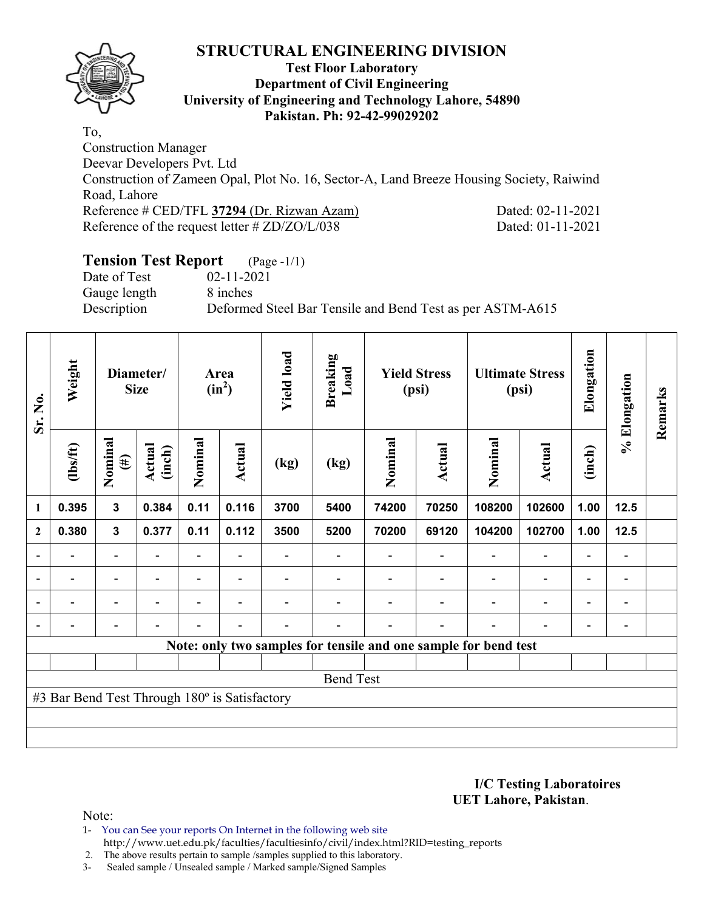# STRUCTURAL ENGINEERING DIVISION

**Test Floor Laboratory**
**Department of Civil Engineering**
**University of Engineering and Technology Lahore, 54890**
**Pakistan. Ph: 92-42-99029202**

To,
Construction Manager
Deevar Developers Pvt. Ltd
Construction of Zameen Opal, Plot No. 16, Sector-A, Land Breeze Housing Society, Raiwind Road, Lahore
Reference # CED/TFL **37294** (Dr. Rizwan Azam) Dated: 02-11-2021
Reference of the request letter # ZD/ZO/L/038 Dated: 01-11-2021

## Tension Test Report (Page -1/1)

Date of Test 02-11-2021
Gauge length 8 inches
Description Deformed Steel Bar Tensile and Bend Test as per ASTM-A615

| Sr. No. | Weight | Diameter/ Size | | Area ($in^2$) | | Yield load | Breaking Load | Yield Stress (psi) | | Ultimate Stress (psi) | | Elongation | % Elongation | Remarks |
|---|---|---|---|---|---|---|---|---|---|---|---|---|---|---|
| | (lbs/ft) | Nominal (#) | Actual (inch) | Nominal | Actual | (kg) | (kg) | Nominal | Actual | Nominal | Actual | (inch) | | |
| 1 | 0.395 | 3 | 0.384 | 0.11 | 0.116 | 3700 | 5400 | 74200 | 70250 | 108200 | 102600 | 1.00 | 12.5 | |
| 2 | 0.380 | 3 | 0.377 | 0.11 | 0.112 | 3500 | 5200 | 70200 | 69120 | 104200 | 102700 | 1.00 | 12.5 | |
| - | - | - | - | - | - | - | - | - | - | - | - | - | - | |
| - | - | - | - | - | - | - | - | - | - | - | - | - | - | |
| - | - | - | - | - | - | - | - | - | - | - | - | - | - | |
| - | - | - | - | - | - | - | - | - | - | - | - | - | - | |
| Note: only two samples for tensile and one sample for bend test | | | | | | | | | | | | | | |
| | | | | | | | | | | | | | | |
| Bend Test | | | | | | | | | | | | | | |
| #3 Bar Bend Test Through 180º is Satisfactory | | | | | | | | | | | | | | |
| | | | | | | | | | | | | | | |
| | | | | | | | | | | | | | | |

**I/C Testing Laboratoires**
**UET Lahore, Pakistan**.

Note:
1- You can See your reports On Internet in the following web site
http://www.uet.edu.pk/faculties/facultiesinfo/civil/index.html?RID=testing_reports
2. The above results pertain to sample /samples supplied to this laboratory.
3- Sealed sample / Unsealed sample / Marked sample/Signed Samples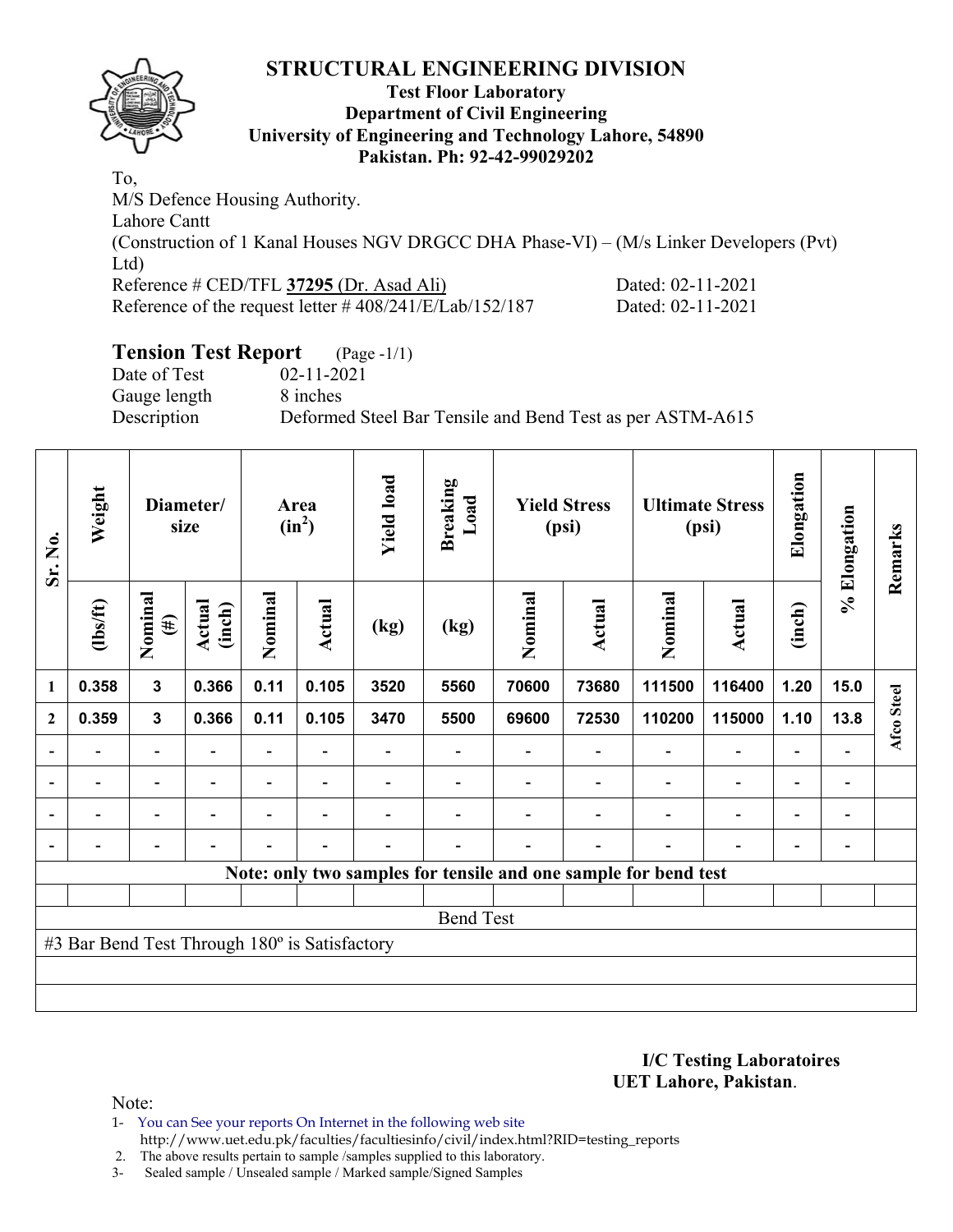# STRUCTURAL ENGINEERING DIVISION

**Test Floor Laboratory**
**Department of Civil Engineering**
**University of Engineering and Technology Lahore, 54890**
**Pakistan. Ph: 92-42-99029202**

To,
M/S Defence Housing Authority.
Lahore Cantt
(Construction of 1 Kanal Houses NGV DRGCC DHA Phase-VI) – (M/s Linker Developers (Pvt) Ltd)
Reference # CED/TFL **37295** (Dr. Asad Ali) Dated: 02-11-2021
Reference of the request letter # 408/241/E/Lab/152/187 Dated: 02-11-2021

## Tension Test Report (Page -1/1)

Date of Test 02-11-2021
Gauge length 8 inches
Description Deformed Steel Bar Tensile and Bend Test as per ASTM-A615

| Sr. No. | Weight | Diameter/ size | | Area ($in^2$) | | Yield load | Breaking Load | Yield Stress (psi) | | Ultimate Stress (psi) | | Elongation | % Elongation | Remarks |
|---|---|---|---|---|---|---|---|---|---|---|---|---|---|---|
| | (lbs/ft) | Nominal (#) | Actual (inch) | Nominal | Actual | (kg) | (kg) | Nominal | Actual | Nominal | Actual | (inch) | | |
| 1 | 0.358 | 3 | 0.366 | 0.11 | 0.105 | 3520 | 5560 | 70600 | 73680 | 111500 | 116400 | 1.20 | 15.0 | Afco Steel |
| 2 | 0.359 | 3 | 0.366 | 0.11 | 0.105 | 3470 | 5500 | 69600 | 72530 | 110200 | 115000 | 1.10 | 13.8 | |
| - | - | - | - | - | - | - | - | - | - | - | - | - | - | |
| - | - | - | - | - | - | - | - | - | - | - | - | - | - | |
| - | - | - | - | - | - | - | - | - | - | - | - | - | - | |
| - | - | - | - | - | - | - | - | - | - | - | - | - | - | |
| Note: only two samples for tensile and one sample for bend test | | | | | | | | | | | | | | |
| | | | | | | | | | | | | | | |
| Bend Test | | | | | | | | | | | | | | |
| #3 Bar Bend Test Through 180º is Satisfactory | | | | | | | | | | | | | | |

**I/C Testing Laboratoires**
**UET Lahore, Pakistan**.

Note:
1- You can See your reports On Internet in the following web site
http://www.uet.edu.pk/faculties/facultiesinfo/civil/index.html?RID=testing_reports
2. The above results pertain to sample /samples supplied to this laboratory.
3- Sealed sample / Unsealed sample / Marked sample/Signed Samples